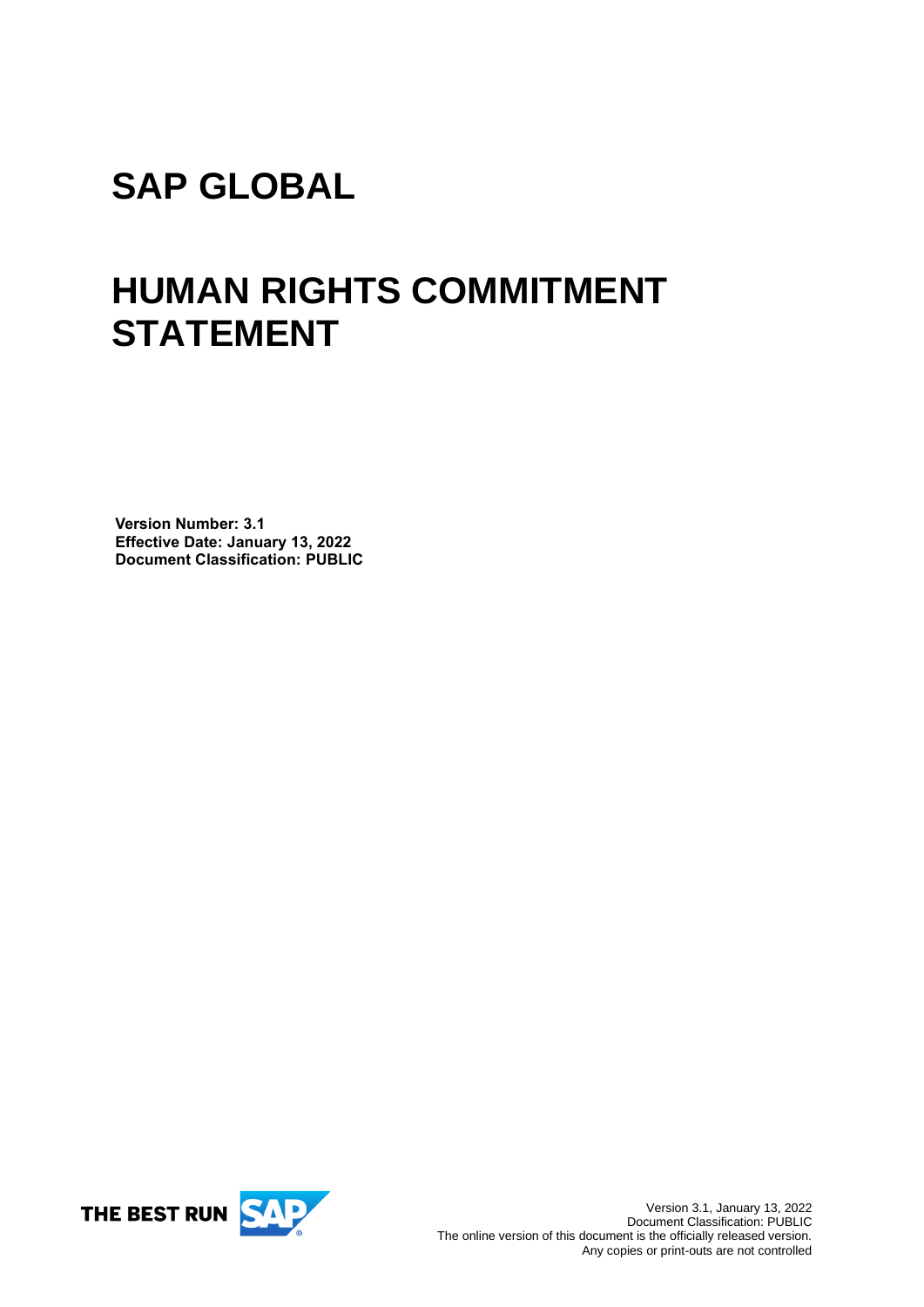# SAP GLOBAL

# HUMAN RIGHTS COMMITMENT STATEMENT

**Version Number: 3.1**
**Effective Date: January 13, 2022**
**Document Classification: PUBLIC**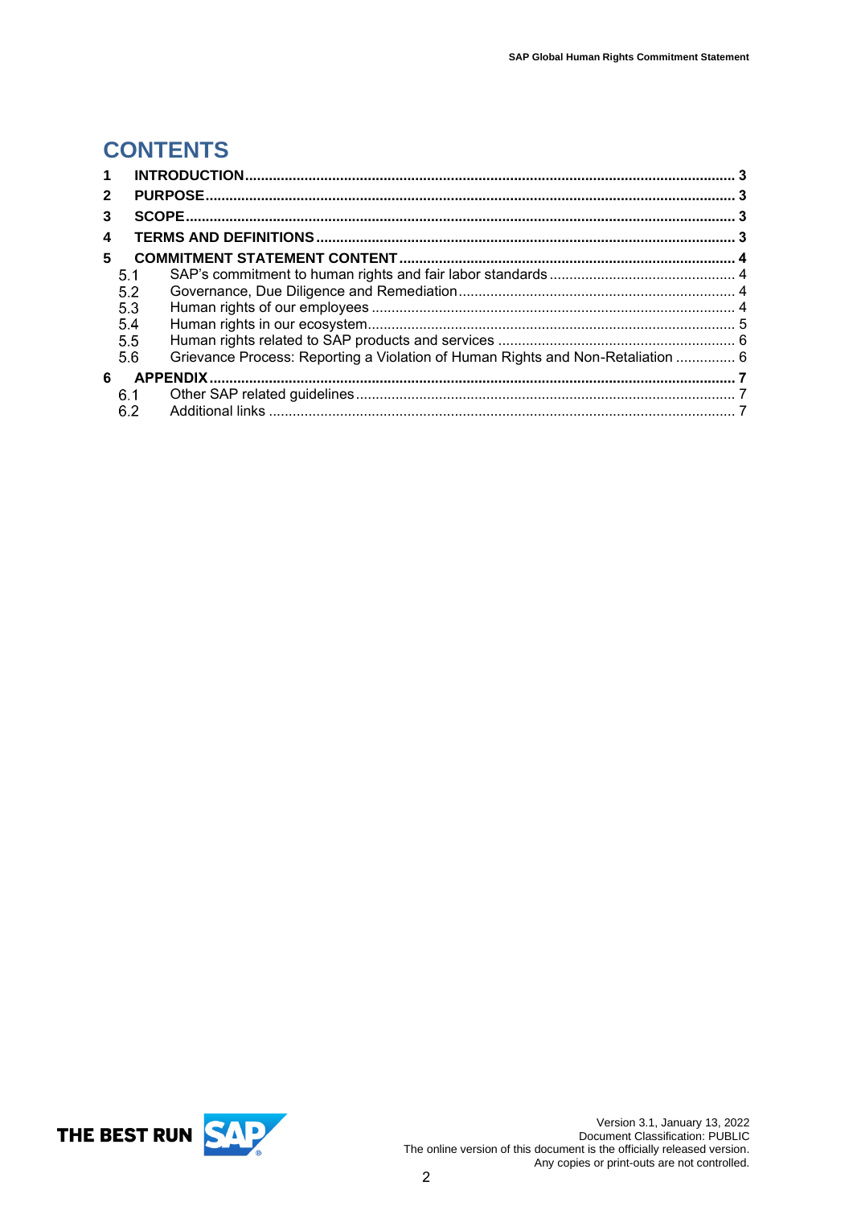# CONTENTS

| | | |
|---|---|---|
| **1** | **INTRODUCTION** | **3** |
| **2** | **PURPOSE** | **3** |
| **3** | **SCOPE** | **3** |
| **4** | **TERMS AND DEFINITIONS** | **3** |
| **5** | **COMMITMENT STATEMENT CONTENT** | **4** |
| 5.1 | SAP's commitment to human rights and fair labor standards | 4 |
| 5.2 | Governance, Due Diligence and Remediation | 4 |
| 5.3 | Human rights of our employees | 4 |
| 5.4 | Human rights in our ecosystem | 5 |
| 5.5 | Human rights related to SAP products and services | 6 |
| 5.6 | Grievance Process: Reporting a Violation of Human Rights and Non-Retaliation | 6 |
| **6** | **APPENDIX** | **7** |
| 6.1 | Other SAP related guidelines | 7 |
| 6.2 | Additional links | 7 |

Version 3.1, January 13, 2022
Document Classification: PUBLIC
The online version of this document is the officially released version.
Any copies or print-outs are not controlled.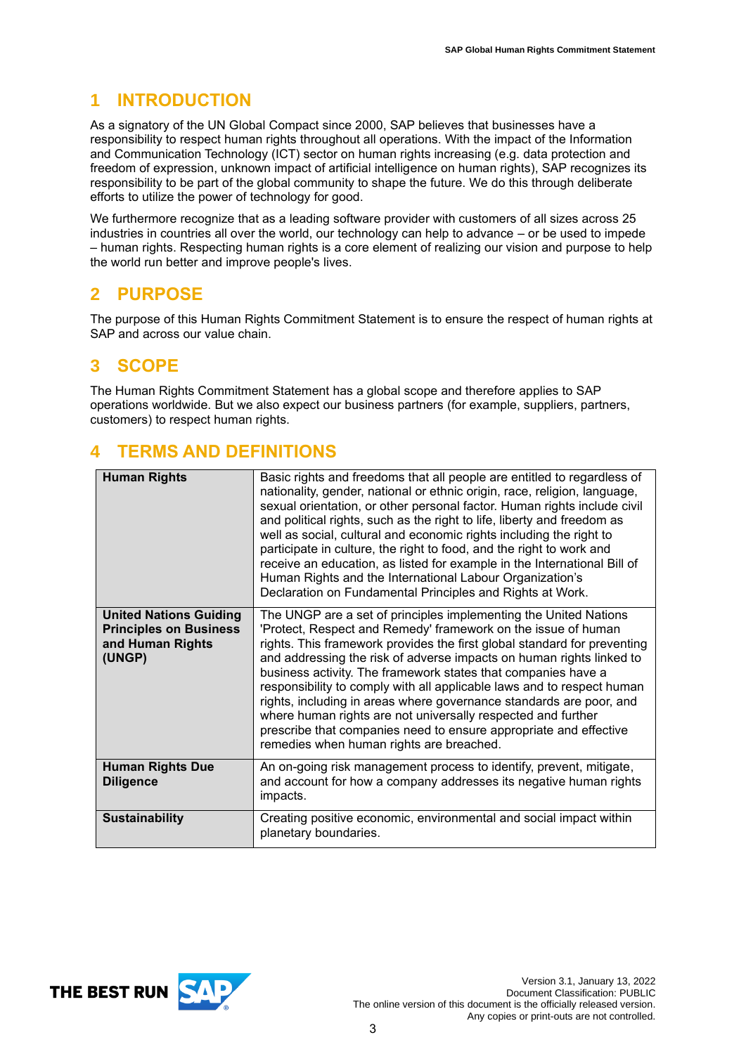# 1 INTRODUCTION

As a signatory of the UN Global Compact since 2000, SAP believes that businesses have a responsibility to respect human rights throughout all operations. With the impact of the Information and Communication Technology (ICT) sector on human rights increasing (e.g. data protection and freedom of expression, unknown impact of artificial intelligence on human rights), SAP recognizes its responsibility to be part of the global community to shape the future. We do this through deliberate efforts to utilize the power of technology for good.

We furthermore recognize that as a leading software provider with customers of all sizes across 25 industries in countries all over the world, our technology can help to advance – or be used to impede – human rights. Respecting human rights is a core element of realizing our vision and purpose to help the world run better and improve people's lives.

# 2 PURPOSE

The purpose of this Human Rights Commitment Statement is to ensure the respect of human rights at SAP and across our value chain.

# 3 SCOPE

The Human Rights Commitment Statement has a global scope and therefore applies to SAP operations worldwide. But we also expect our business partners (for example, suppliers, partners, customers) to respect human rights.

# 4 TERMS AND DEFINITIONS

| Term | Definition |
|---|---|
| **Human Rights** | Basic rights and freedoms that all people are entitled to regardless of nationality, gender, national or ethnic origin, race, religion, language, sexual orientation, or other personal factor. Human rights include civil and political rights, such as the right to life, liberty and freedom as well as social, cultural and economic rights including the right to participate in culture, the right to food, and the right to work and receive an education, as listed for example in the International Bill of Human Rights and the International Labour Organization's Declaration on Fundamental Principles and Rights at Work. |
| **United Nations Guiding Principles on Business and Human Rights (UNGP)** | The UNGP are a set of principles implementing the United Nations 'Protect, Respect and Remedy' framework on the issue of human rights. This framework provides the first global standard for preventing and addressing the risk of adverse impacts on human rights linked to business activity. The framework states that companies have a responsibility to comply with all applicable laws and to respect human rights, including in areas where governance standards are poor, and where human rights are not universally respected and further prescribe that companies need to ensure appropriate and effective remedies when human rights are breached. |
| **Human Rights Due Diligence** | An on-going risk management process to identify, prevent, mitigate, and account for how a company addresses its negative human rights impacts. |
| **Sustainability** | Creating positive economic, environmental and social impact within planetary boundaries. |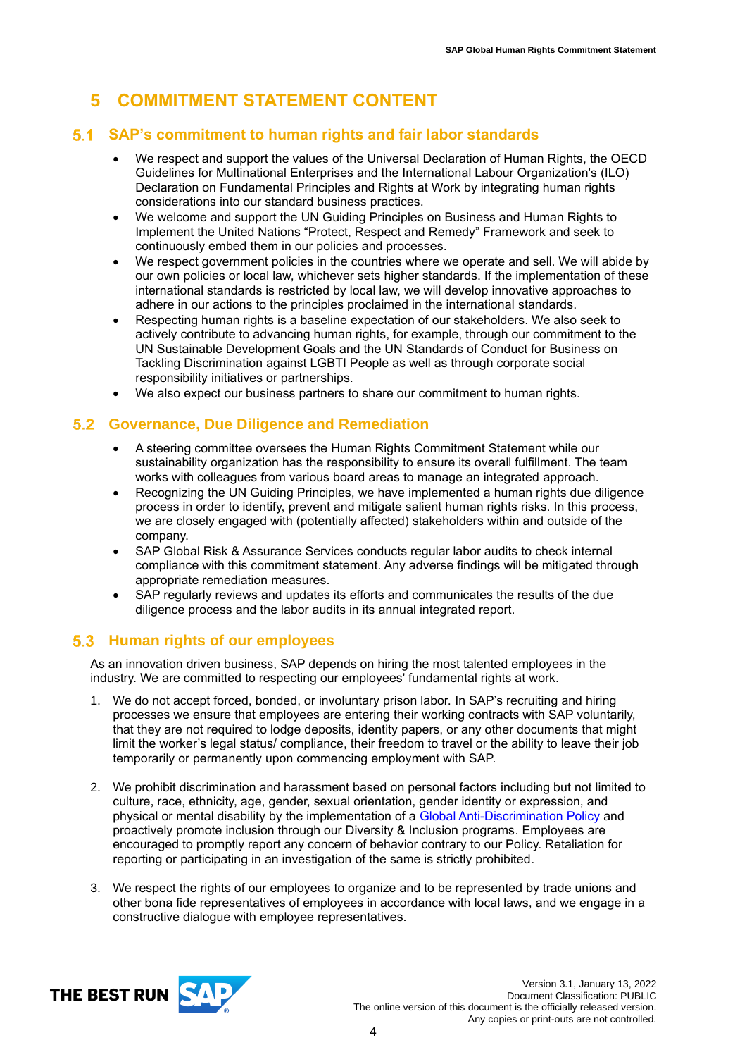# 5 COMMITMENT STATEMENT CONTENT

## 5.1 SAP's commitment to human rights and fair labor standards

- We respect and support the values of the Universal Declaration of Human Rights, the OECD Guidelines for Multinational Enterprises and the International Labour Organization's (ILO) Declaration on Fundamental Principles and Rights at Work by integrating human rights considerations into our standard business practices.
- We welcome and support the UN Guiding Principles on Business and Human Rights to Implement the United Nations "Protect, Respect and Remedy" Framework and seek to continuously embed them in our policies and processes.
- We respect government policies in the countries where we operate and sell. We will abide by our own policies or local law, whichever sets higher standards. If the implementation of these international standards is restricted by local law, we will develop innovative approaches to adhere in our actions to the principles proclaimed in the international standards.
- Respecting human rights is a baseline expectation of our stakeholders. We also seek to actively contribute to advancing human rights, for example, through our commitment to the UN Sustainable Development Goals and the UN Standards of Conduct for Business on Tackling Discrimination against LGBTI People as well as through corporate social responsibility initiatives or partnerships.
- We also expect our business partners to share our commitment to human rights.

## 5.2 Governance, Due Diligence and Remediation

- A steering committee oversees the Human Rights Commitment Statement while our sustainability organization has the responsibility to ensure its overall fulfillment. The team works with colleagues from various board areas to manage an integrated approach.
- Recognizing the UN Guiding Principles, we have implemented a human rights due diligence process in order to identify, prevent and mitigate salient human rights risks. In this process, we are closely engaged with (potentially affected) stakeholders within and outside of the company.
- SAP Global Risk & Assurance Services conducts regular labor audits to check internal compliance with this commitment statement. Any adverse findings will be mitigated through appropriate remediation measures.
- SAP regularly reviews and updates its efforts and communicates the results of the due diligence process and the labor audits in its annual integrated report.

## 5.3 Human rights of our employees

As an innovation driven business, SAP depends on hiring the most talented employees in the industry. We are committed to respecting our employees' fundamental rights at work.

1. We do not accept forced, bonded, or involuntary prison labor. In SAP's recruiting and hiring processes we ensure that employees are entering their working contracts with SAP voluntarily, that they are not required to lodge deposits, identity papers, or any other documents that might limit the worker's legal status/ compliance, their freedom to travel or the ability to leave their job temporarily or permanently upon commencing employment with SAP.

2. We prohibit discrimination and harassment based on personal factors including but not limited to culture, race, ethnicity, age, gender, sexual orientation, gender identity or expression, and physical or mental disability by the implementation of a Global Anti-Discrimination Policy and proactively promote inclusion through our Diversity & Inclusion programs. Employees are encouraged to promptly report any concern of behavior contrary to our Policy. Retaliation for reporting or participating in an investigation of the same is strictly prohibited.

3. We respect the rights of our employees to organize and to be represented by trade unions and other bona fide representatives of employees in accordance with local laws, and we engage in a constructive dialogue with employee representatives.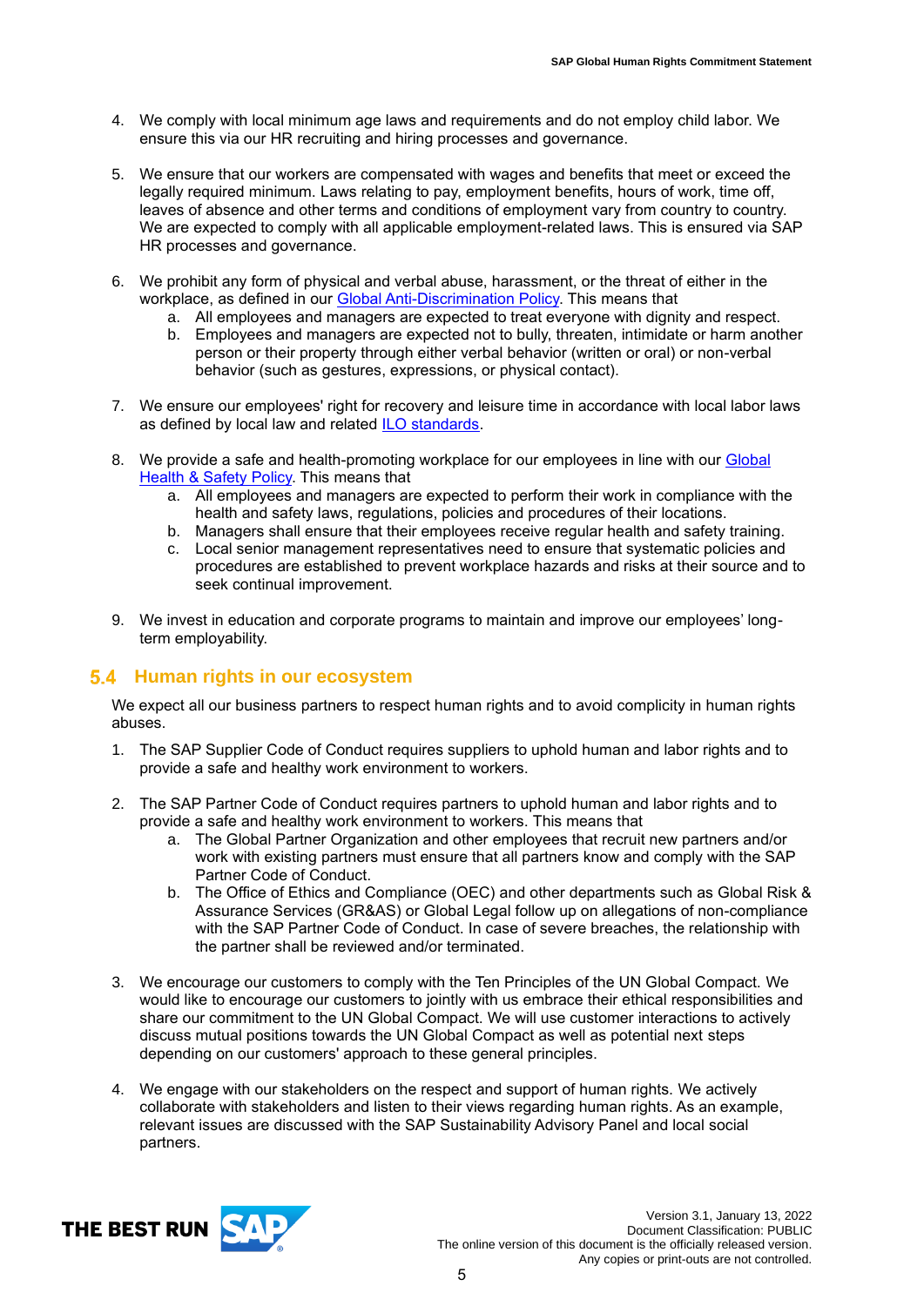4. We comply with local minimum age laws and requirements and do not employ child labor. We ensure this via our HR recruiting and hiring processes and governance.

5. We ensure that our workers are compensated with wages and benefits that meet or exceed the legally required minimum. Laws relating to pay, employment benefits, hours of work, time off, leaves of absence and other terms and conditions of employment vary from country to country. We are expected to comply with all applicable employment-related laws. This is ensured via SAP HR processes and governance.

6. We prohibit any form of physical and verbal abuse, harassment, or the threat of either in the workplace, as defined in our Global Anti-Discrimination Policy. This means that
   a. All employees and managers are expected to treat everyone with dignity and respect.
   b. Employees and managers are expected not to bully, threaten, intimidate or harm another person or their property through either verbal behavior (written or oral) or non-verbal behavior (such as gestures, expressions, or physical contact).

7. We ensure our employees' right for recovery and leisure time in accordance with local labor laws as defined by local law and related ILO standards.

8. We provide a safe and health-promoting workplace for our employees in line with our Global Health & Safety Policy. This means that
   a. All employees and managers are expected to perform their work in compliance with the health and safety laws, regulations, policies and procedures of their locations.
   b. Managers shall ensure that their employees receive regular health and safety training.
   c. Local senior management representatives need to ensure that systematic policies and procedures are established to prevent workplace hazards and risks at their source and to seek continual improvement.

9. We invest in education and corporate programs to maintain and improve our employees' long-term employability.

## 5.4 Human rights in our ecosystem

We expect all our business partners to respect human rights and to avoid complicity in human rights abuses.

1. The SAP Supplier Code of Conduct requires suppliers to uphold human and labor rights and to provide a safe and healthy work environment to workers.

2. The SAP Partner Code of Conduct requires partners to uphold human and labor rights and to provide a safe and healthy work environment to workers. This means that
   a. The Global Partner Organization and other employees that recruit new partners and/or work with existing partners must ensure that all partners know and comply with the SAP Partner Code of Conduct.
   b. The Office of Ethics and Compliance (OEC) and other departments such as Global Risk & Assurance Services (GR&AS) or Global Legal follow up on allegations of non-compliance with the SAP Partner Code of Conduct. In case of severe breaches, the relationship with the partner shall be reviewed and/or terminated.

3. We encourage our customers to comply with the Ten Principles of the UN Global Compact. We would like to encourage our customers to jointly with us embrace their ethical responsibilities and share our commitment to the UN Global Compact. We will use customer interactions to actively discuss mutual positions towards the UN Global Compact as well as potential next steps depending on our customers' approach to these general principles.

4. We engage with our stakeholders on the respect and support of human rights. We actively collaborate with stakeholders and listen to their views regarding human rights. As an example, relevant issues are discussed with the SAP Sustainability Advisory Panel and local social partners.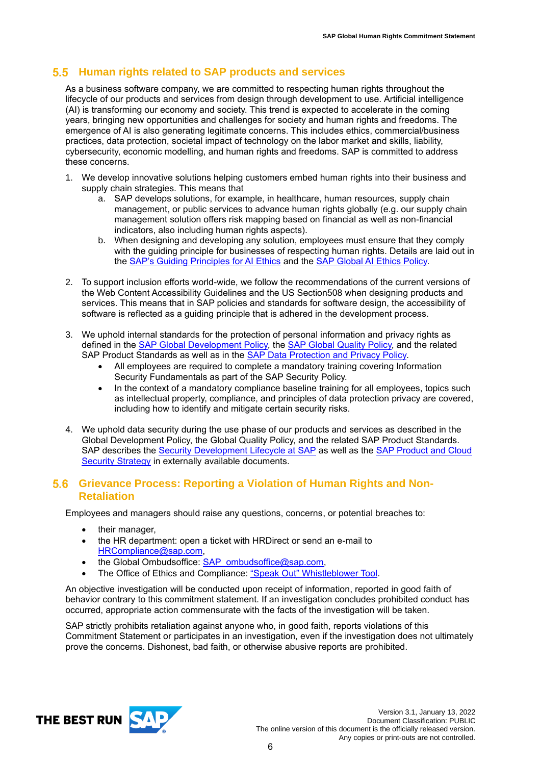## 5.5 Human rights related to SAP products and services

As a business software company, we are committed to respecting human rights throughout the lifecycle of our products and services from design through development to use. Artificial intelligence (AI) is transforming our economy and society. This trend is expected to accelerate in the coming years, bringing new opportunities and challenges for society and human rights and freedoms. The emergence of AI is also generating legitimate concerns. This includes ethics, commercial/business practices, data protection, societal impact of technology on the labor market and skills, liability, cybersecurity, economic modelling, and human rights and freedoms. SAP is committed to address these concerns.

1. We develop innovative solutions helping customers embed human rights into their business and supply chain strategies. This means that
   a. SAP develops solutions, for example, in healthcare, human resources, supply chain management, or public services to advance human rights globally (e.g. our supply chain management solution offers risk mapping based on financial as well as non-financial indicators, also including human rights aspects).
   b. When designing and developing any solution, employees must ensure that they comply with the guiding principle for businesses of respecting human rights. Details are laid out in the SAP's Guiding Principles for AI Ethics and the SAP Global AI Ethics Policy.

2. To support inclusion efforts world-wide, we follow the recommendations of the current versions of the Web Content Accessibility Guidelines and the US Section508 when designing products and services. This means that in SAP policies and standards for software design, the accessibility of software is reflected as a guiding principle that is adhered in the development process.

3. We uphold internal standards for the protection of personal information and privacy rights as defined in the SAP Global Development Policy, the SAP Global Quality Policy, and the related SAP Product Standards as well as in the SAP Data Protection and Privacy Policy.
   - All employees are required to complete a mandatory training covering Information Security Fundamentals as part of the SAP Security Policy.
   - In the context of a mandatory compliance baseline training for all employees, topics such as intellectual property, compliance, and principles of data protection privacy are covered, including how to identify and mitigate certain security risks.

4. We uphold data security during the use phase of our products and services as described in the Global Development Policy, the Global Quality Policy, and the related SAP Product Standards. SAP describes the Security Development Lifecycle at SAP as well as the SAP Product and Cloud Security Strategy in externally available documents.

## 5.6 Grievance Process: Reporting a Violation of Human Rights and Non-Retaliation

Employees and managers should raise any questions, concerns, or potential breaches to:

- their manager,
- the HR department: open a ticket with HRDirect or send an e-mail to HRCompliance@sap.com,
- the Global Ombudsoffice: SAP_ombudsoffice@sap.com,
- The Office of Ethics and Compliance: "Speak Out" Whistleblower Tool.

An objective investigation will be conducted upon receipt of information, reported in good faith of behavior contrary to this commitment statement. If an investigation concludes prohibited conduct has occurred, appropriate action commensurate with the facts of the investigation will be taken.

SAP strictly prohibits retaliation against anyone who, in good faith, reports violations of this Commitment Statement or participates in an investigation, even if the investigation does not ultimately prove the concerns. Dishonest, bad faith, or otherwise abusive reports are prohibited.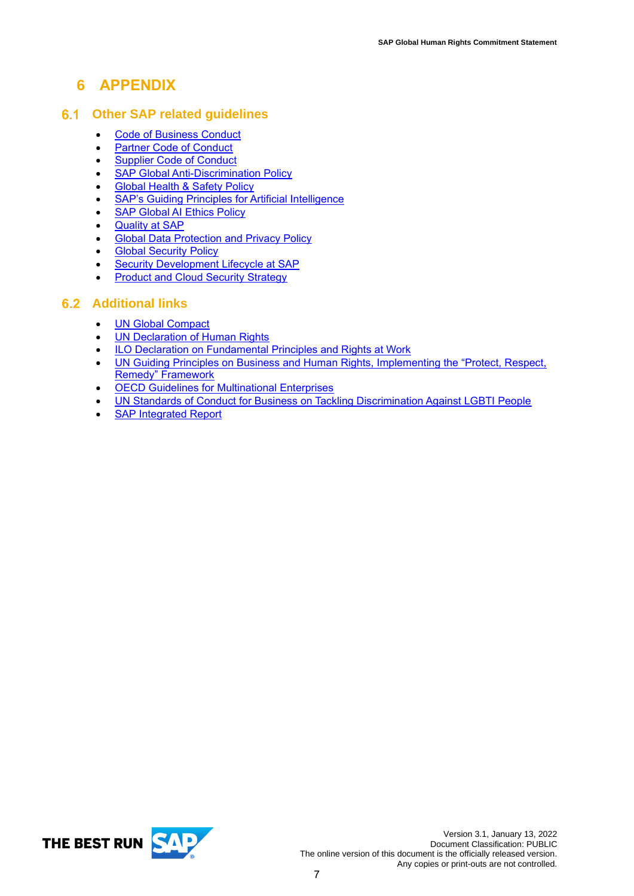# 6 APPENDIX

## 6.1 Other SAP related guidelines

- Code of Business Conduct
- Partner Code of Conduct
- Supplier Code of Conduct
- SAP Global Anti-Discrimination Policy
- Global Health & Safety Policy
- SAP's Guiding Principles for Artificial Intelligence
- SAP Global AI Ethics Policy
- Quality at SAP
- Global Data Protection and Privacy Policy
- Global Security Policy
- Security Development Lifecycle at SAP
- Product and Cloud Security Strategy

## 6.2 Additional links

- UN Global Compact
- UN Declaration of Human Rights
- ILO Declaration on Fundamental Principles and Rights at Work
- UN Guiding Principles on Business and Human Rights, Implementing the "Protect, Respect, Remedy" Framework
- OECD Guidelines for Multinational Enterprises
- UN Standards of Conduct for Business on Tackling Discrimination Against LGBTI People
- SAP Integrated Report

Version 3.1, January 13, 2022
Document Classification: PUBLIC
The online version of this document is the officially released version.
Any copies or print-outs are not controlled.